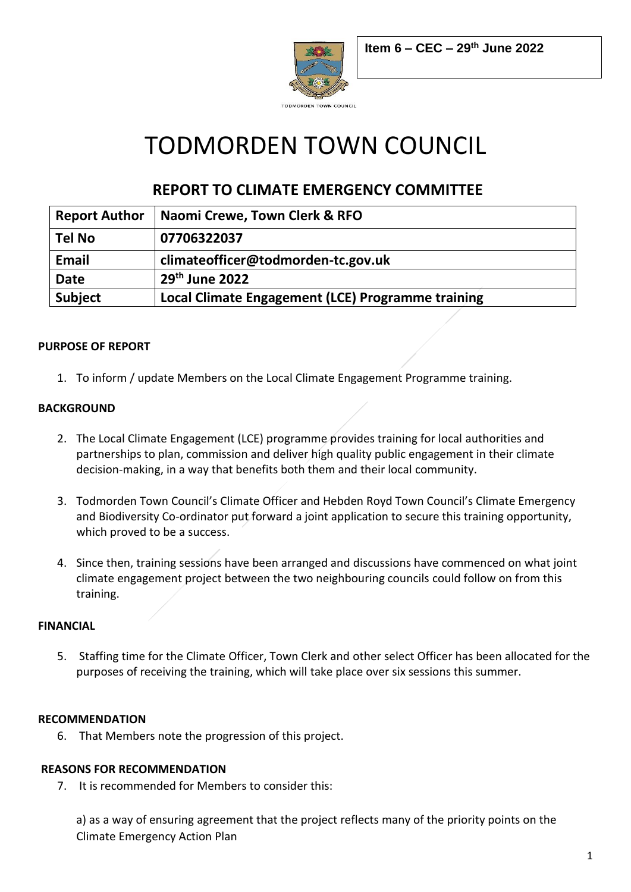**Item 6 – CEC – 29th June 2022**

TODMORDEN TOWN COUNCIL

# TODMORDEN TOWN COUNCIL

## REPORT TO CLIMATE EMERGENCY COMMITTEE

| **Report Author** | **Naomi Crewe, Town Clerk & RFO** |
|---|---|
| **Tel No** | **07706322037** |
| **Email** | **climateofficer@todmorden-tc.gov.uk** |
| **Date** | **29th June 2022** |
| **Subject** | **Local Climate Engagement (LCE) Programme training** |

**PURPOSE OF REPORT**

1. To inform / update Members on the Local Climate Engagement Programme training.

**BACKGROUND**

2. The Local Climate Engagement (LCE) programme provides training for local authorities and partnerships to plan, commission and deliver high quality public engagement in their climate decision-making, in a way that benefits both them and their local community.

3. Todmorden Town Council's Climate Officer and Hebden Royd Town Council's Climate Emergency and Biodiversity Co-ordinator put forward a joint application to secure this training opportunity, which proved to be a success.

4. Since then, training sessions have been arranged and discussions have commenced on what joint climate engagement project between the two neighbouring councils could follow on from this training.

**FINANCIAL**

5. Staffing time for the Climate Officer, Town Clerk and other select Officer has been allocated for the purposes of receiving the training, which will take place over six sessions this summer.

**RECOMMENDATION**

6. That Members note the progression of this project.

**REASONS FOR RECOMMENDATION**

7. It is recommended for Members to consider this:

   a) as a way of ensuring agreement that the project reflects many of the priority points on the Climate Emergency Action Plan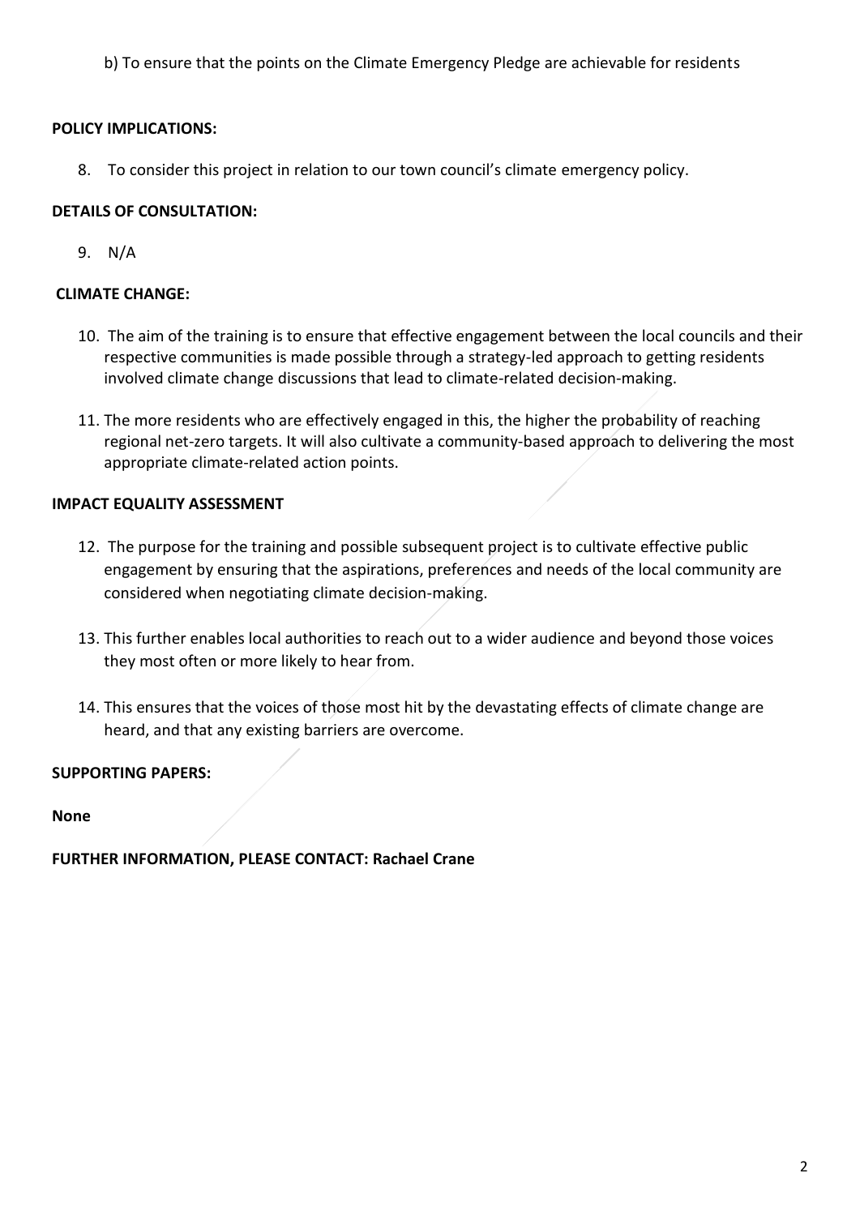b) To ensure that the points on the Climate Emergency Pledge are achievable for residents

**POLICY IMPLICATIONS:**

8. To consider this project in relation to our town council's climate emergency policy.

**DETAILS OF CONSULTATION:**

9. N/A

**CLIMATE CHANGE:**

10. The aim of the training is to ensure that effective engagement between the local councils and their respective communities is made possible through a strategy-led approach to getting residents involved climate change discussions that lead to climate-related decision-making.

11. The more residents who are effectively engaged in this, the higher the probability of reaching regional net-zero targets. It will also cultivate a community-based approach to delivering the most appropriate climate-related action points.

**IMPACT EQUALITY ASSESSMENT**

12. The purpose for the training and possible subsequent project is to cultivate effective public engagement by ensuring that the aspirations, preferences and needs of the local community are considered when negotiating climate decision-making.

13. This further enables local authorities to reach out to a wider audience and beyond those voices they most often or more likely to hear from.

14. This ensures that the voices of those most hit by the devastating effects of climate change are heard, and that any existing barriers are overcome.

**SUPPORTING PAPERS:**

**None**

**FURTHER INFORMATION, PLEASE CONTACT: Rachael Crane**